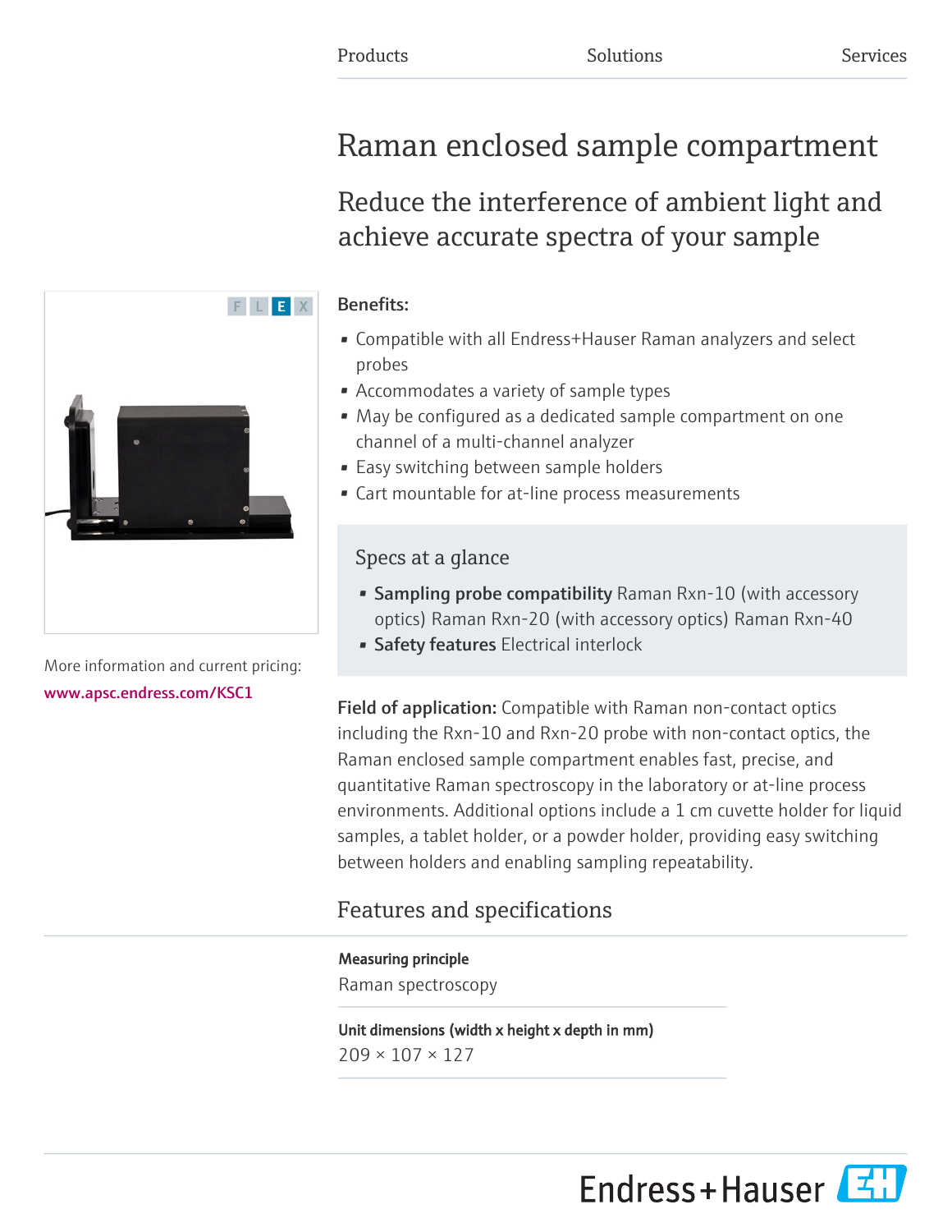Products Solutions Services

# Raman enclosed sample compartment

## Reduce the interference of ambient light and achieve accurate spectra of your sample

F L E X

More information and current pricing:
www.apsc.endress.com/KSC1

**Benefits:**

- Compatible with all Endress+Hauser Raman analyzers and select probes
- Accommodates a variety of sample types
- May be configured as a dedicated sample compartment on one channel of a multi-channel analyzer
- Easy switching between sample holders
- Cart mountable for at-line process measurements

### Specs at a glance

- **Sampling probe compatibility** Raman Rxn-10 (with accessory optics) Raman Rxn-20 (with accessory optics) Raman Rxn-40
- **Safety features** Electrical interlock

**Field of application:** Compatible with Raman non-contact optics including the Rxn-10 and Rxn-20 probe with non-contact optics, the Raman enclosed sample compartment enables fast, precise, and quantitative Raman spectroscopy in the laboratory or at-line process environments. Additional options include a 1 cm cuvette holder for liquid samples, a tablet holder, or a powder holder, providing easy switching between holders and enabling sampling repeatability.

## Features and specifications

**Measuring principle**
Raman spectroscopy

**Unit dimensions (width x height x depth in mm)**
209 × 107 × 127

Endress+Hauser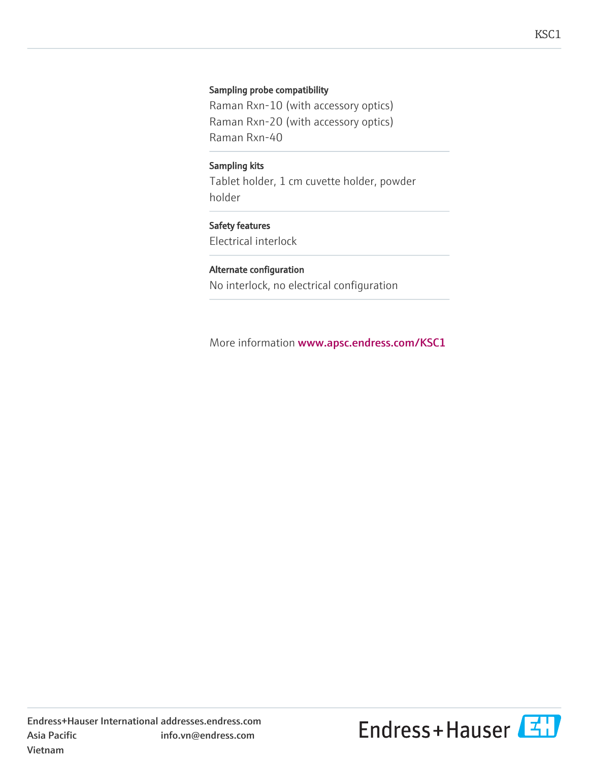**Sampling probe compatibility**

Raman Rxn-10 (with accessory optics)
Raman Rxn-20 (with accessory optics)
Raman Rxn-40

**Sampling kits**

Tablet holder, 1 cm cuvette holder, powder holder

**Safety features**

Electrical interlock

**Alternate configuration**

No interlock, no electrical configuration

More information **www.apsc.endress.com/KSC1**

Endress+Hauser International addresses.endress.com
Asia Pacific info.vn@endress.com
Vietnam

Endress+Hauser